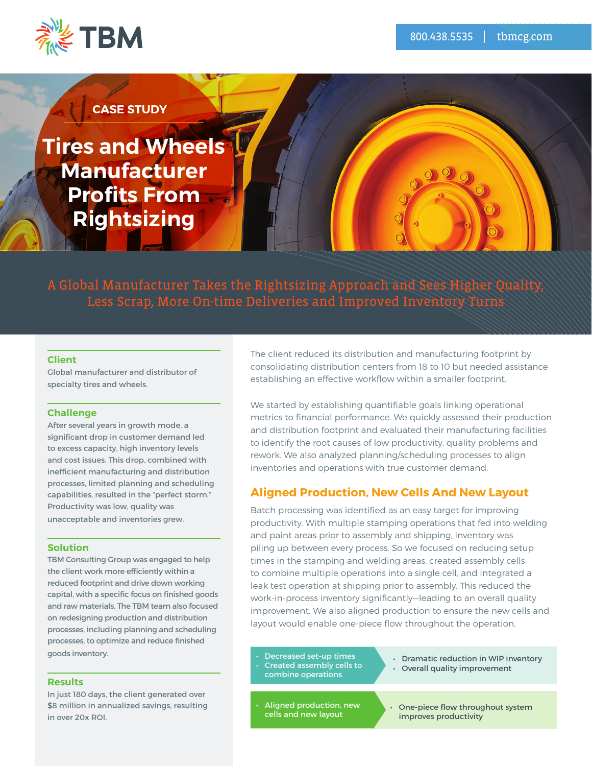TBM

800.438.5535 | tbmcg.com

CASE STUDY

# Tires and Wheels Manufacturer Profits From Rightsizing

## A Global Manufacturer Takes the Rightsizing Approach and Sees Higher Quality, Less Scrap, More On-time Deliveries and Improved Inventory Turns

### Client

Global manufacturer and distributor of specialty tires and wheels.

### Challenge

After several years in growth mode, a significant drop in customer demand led to excess capacity, high inventory levels and cost issues. This drop, combined with inefficient manufacturing and distribution processes, limited planning and scheduling capabilities, resulted in the "perfect storm." Productivity was low, quality was unacceptable and inventories grew.

### Solution

TBM Consulting Group was engaged to help the client work more efficiently within a reduced footprint and drive down working capital, with a specific focus on finished goods and raw materials. The TBM team also focused on redesigning production and distribution processes, including planning and scheduling processes, to optimize and reduce finished goods inventory.

### Results

In just 180 days, the client generated over $8 million in annualized savings, resulting in over 20x ROI.

The client reduced its distribution and manufacturing footprint by consolidating distribution centers from 18 to 10 but needed assistance establishing an effective workflow within a smaller footprint.

We started by establishing quantifiable goals linking operational metrics to financial performance. We quickly assessed their production and distribution footprint and evaluated their manufacturing facilities to identify the root causes of low productivity, quality problems and rework. We also analyzed planning/scheduling processes to align inventories and operations with true customer demand.

### Aligned Production, New Cells And New Layout

Batch processing was identified as an easy target for improving productivity. With multiple stamping operations that fed into welding and paint areas prior to assembly and shipping, inventory was piling up between every process. So we focused on reducing setup times in the stamping and welding areas, created assembly cells to combine multiple operations into a single cell, and integrated a leak test operation at shipping prior to assembly. This reduced the work-in-process inventory significantly—leading to an overall quality improvement. We also aligned production to ensure the new cells and layout would enable one-piece flow throughout the operation.

| Action | Result |
|---|---|
| • Decreased set-up times<br>• Created assembly cells to combine operations | • Dramatic reduction in WIP inventory<br>• Overall quality improvement |
| • Aligned production, new cells and new layout | • One-piece flow throughout system improves productivity |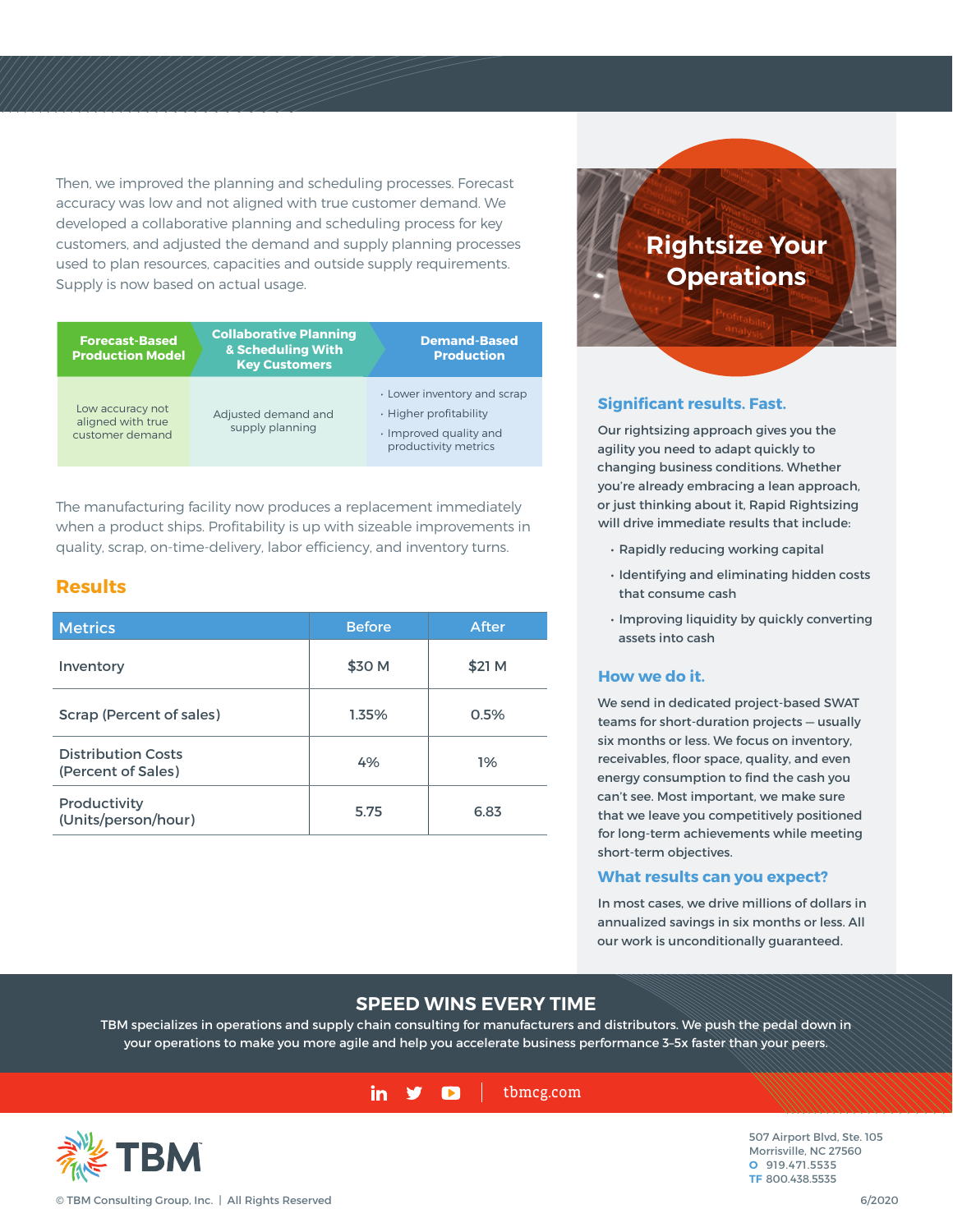Then, we improved the planning and scheduling processes. Forecast accuracy was low and not aligned with true customer demand. We developed a collaborative planning and scheduling process for key customers, and adjusted the demand and supply planning processes used to plan resources, capacities and outside supply requirements. Supply is now based on actual usage.

| Forecast-Based Production Model | Collaborative Planning & Scheduling With Key Customers | Demand-Based Production |
|---|---|---|
| Low accuracy not aligned with true customer demand | Adjusted demand and supply planning | • Lower inventory and scrap<br>• Higher profitability<br>• Improved quality and productivity metrics |

The manufacturing facility now produces a replacement immediately when a product ships. Profitability is up with sizeable improvements in quality, scrap, on-time-delivery, labor efficiency, and inventory turns.

## Results

| Metrics | Before | After |
|---|---|---|
| Inventory | $30 M | $21 M |
| Scrap (Percent of sales) | 1.35% | 0.5% |
| Distribution Costs (Percent of Sales) | 4% | 1% |
| Productivity (Units/person/hour) | 5.75 | 6.83 |

## Rightsize Your Operations

### Significant results. Fast.

Our rightsizing approach gives you the agility you need to adapt quickly to changing business conditions. Whether you're already embracing a lean approach, or just thinking about it, Rapid Rightsizing will drive immediate results that include:

- Rapidly reducing working capital
- Identifying and eliminating hidden costs that consume cash
- Improving liquidity by quickly converting assets into cash

### How we do it.

We send in dedicated project-based SWAT teams for short-duration projects — usually six months or less. We focus on inventory, receivables, floor space, quality, and even energy consumption to find the cash you can't see. Most important, we make sure that we leave you competitively positioned for long-term achievements while meeting short-term objectives.

### What results can you expect?

In most cases, we drive millions of dollars in annualized savings in six months or less. All our work is unconditionally guaranteed.

## SPEED WINS EVERY TIME

TBM specializes in operations and supply chain consulting for manufacturers and distributors. We push the pedal down in your operations to make you more agile and help you accelerate business performance 3-5x faster than your peers.

tbmcg.com

TBM

507 Airport Blvd, Ste. 105
Morrisville, NC 27560
O 919.471.5535
TF 800.438.5535

© TBM Consulting Group, Inc. | All Rights Reserved

6/2020